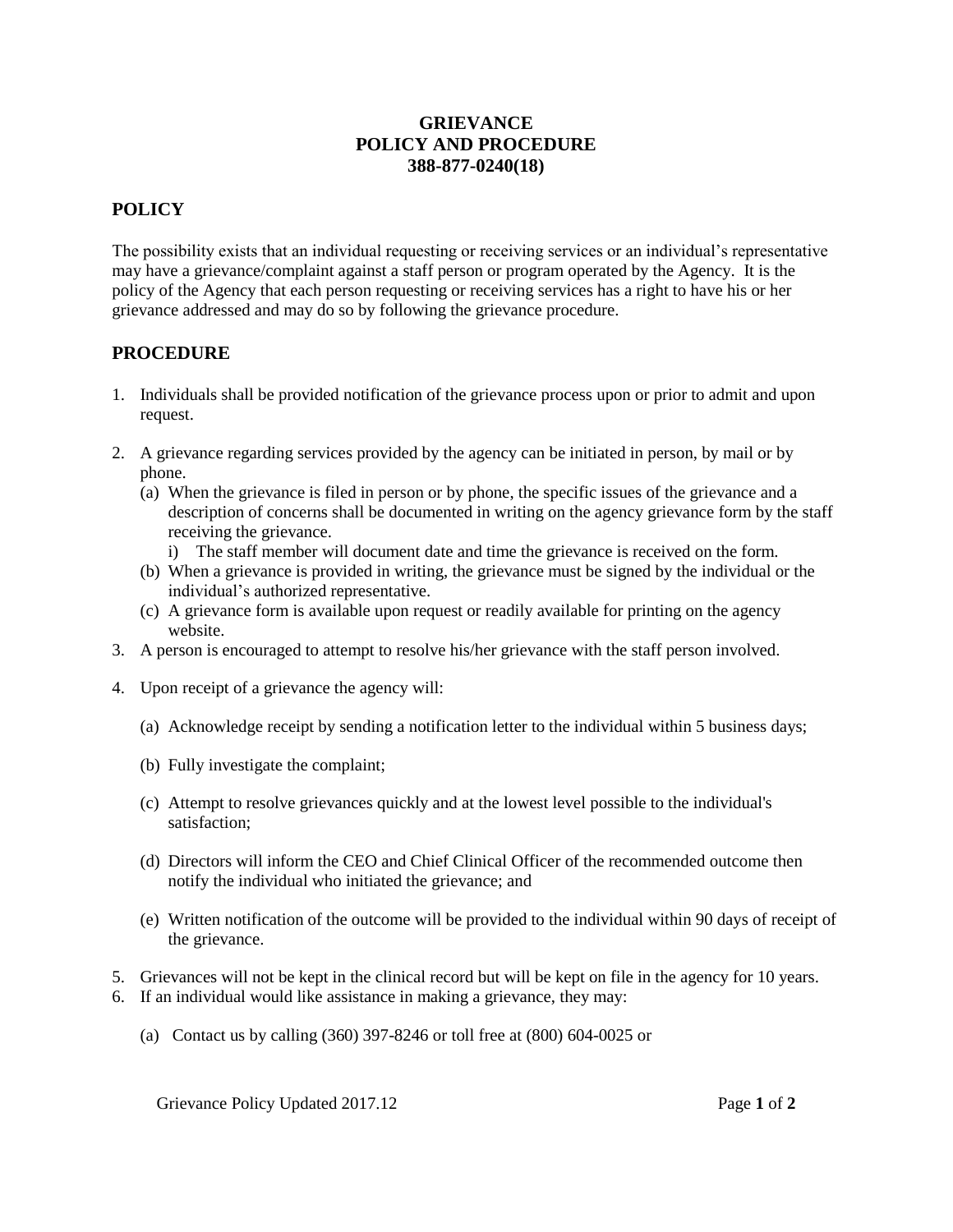# GRIEVANCE
# POLICY AND PROCEDURE
# 388-877-0240(18)

## POLICY

The possibility exists that an individual requesting or receiving services or an individual's representative may have a grievance/complaint against a staff person or program operated by the Agency. It is the policy of the Agency that each person requesting or receiving services has a right to have his or her grievance addressed and may do so by following the grievance procedure.

## PROCEDURE

1. Individuals shall be provided notification of the grievance process upon or prior to admit and upon request.
2. A grievance regarding services provided by the agency can be initiated in person, by mail or by phone.
   (a) When the grievance is filed in person or by phone, the specific issues of the grievance and a description of concerns shall be documented in writing on the agency grievance form by the staff receiving the grievance.
      i) The staff member will document date and time the grievance is received on the form.
   (b) When a grievance is provided in writing, the grievance must be signed by the individual or the individual's authorized representative.
   (c) A grievance form is available upon request or readily available for printing on the agency website.
3. A person is encouraged to attempt to resolve his/her grievance with the staff person involved.
4. Upon receipt of a grievance the agency will:
   (a) Acknowledge receipt by sending a notification letter to the individual within 5 business days;
   (b) Fully investigate the complaint;
   (c) Attempt to resolve grievances quickly and at the lowest level possible to the individual's satisfaction;
   (d) Directors will inform the CEO and Chief Clinical Officer of the recommended outcome then notify the individual who initiated the grievance; and
   (e) Written notification of the outcome will be provided to the individual within 90 days of receipt of the grievance.
5. Grievances will not be kept in the clinical record but will be kept on file in the agency for 10 years.
6. If an individual would like assistance in making a grievance, they may:
   (a) Contact us by calling (360) 397-8246 or toll free at (800) 604-0025 or

Grievance Policy Updated 2017.12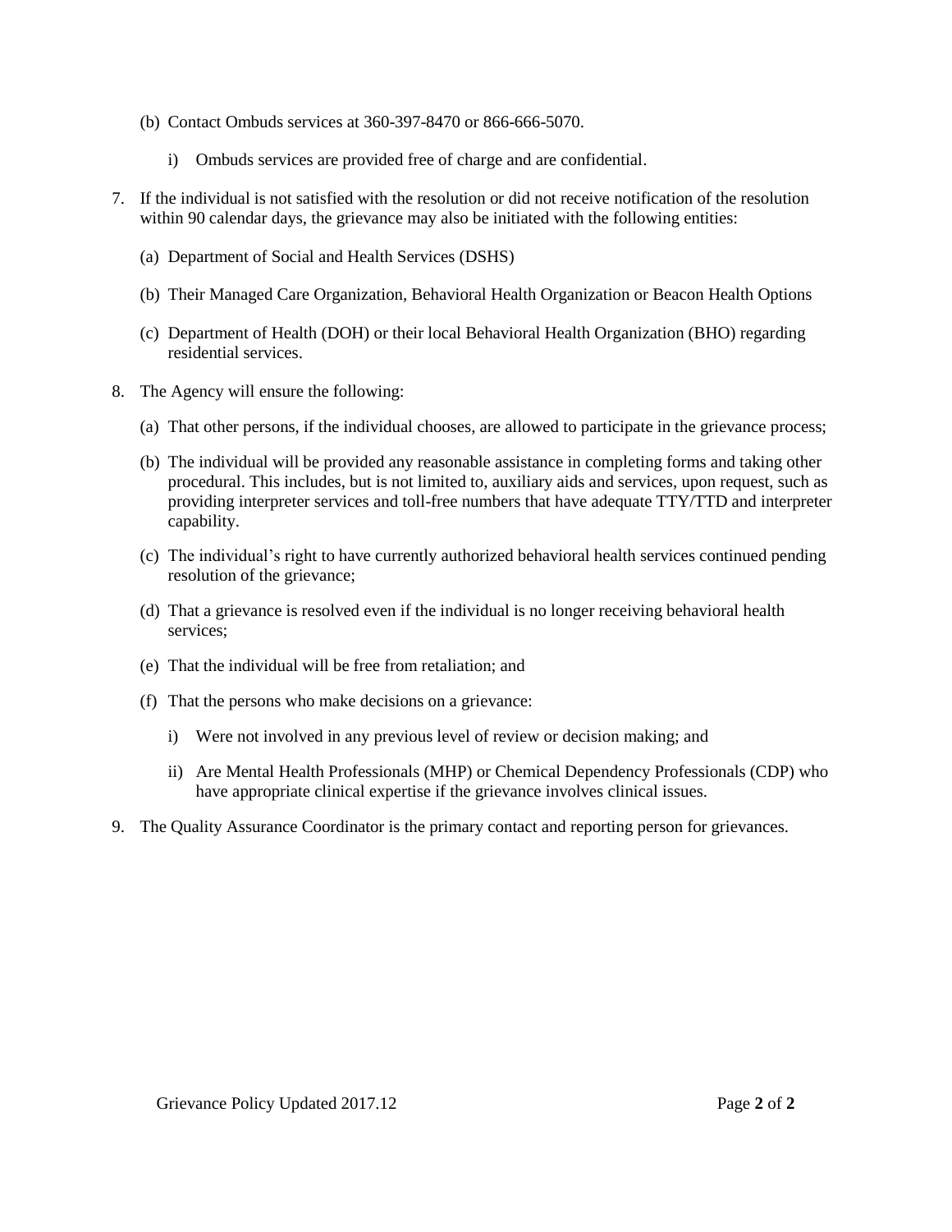(b) Contact Ombuds services at 360-397-8470 or 866-666-5070.

   i) Ombuds services are provided free of charge and are confidential.

7. If the individual is not satisfied with the resolution or did not receive notification of the resolution within 90 calendar days, the grievance may also be initiated with the following entities:

   (a) Department of Social and Health Services (DSHS)

   (b) Their Managed Care Organization, Behavioral Health Organization or Beacon Health Options

   (c) Department of Health (DOH) or their local Behavioral Health Organization (BHO) regarding residential services.

8. The Agency will ensure the following:

   (a) That other persons, if the individual chooses, are allowed to participate in the grievance process;

   (b) The individual will be provided any reasonable assistance in completing forms and taking other procedural. This includes, but is not limited to, auxiliary aids and services, upon request, such as providing interpreter services and toll-free numbers that have adequate TTY/TTD and interpreter capability.

   (c) The individual's right to have currently authorized behavioral health services continued pending resolution of the grievance;

   (d) That a grievance is resolved even if the individual is no longer receiving behavioral health services;

   (e) That the individual will be free from retaliation; and

   (f) That the persons who make decisions on a grievance:

      i) Were not involved in any previous level of review or decision making; and

      ii) Are Mental Health Professionals (MHP) or Chemical Dependency Professionals (CDP) who have appropriate clinical expertise if the grievance involves clinical issues.

9. The Quality Assurance Coordinator is the primary contact and reporting person for grievances.